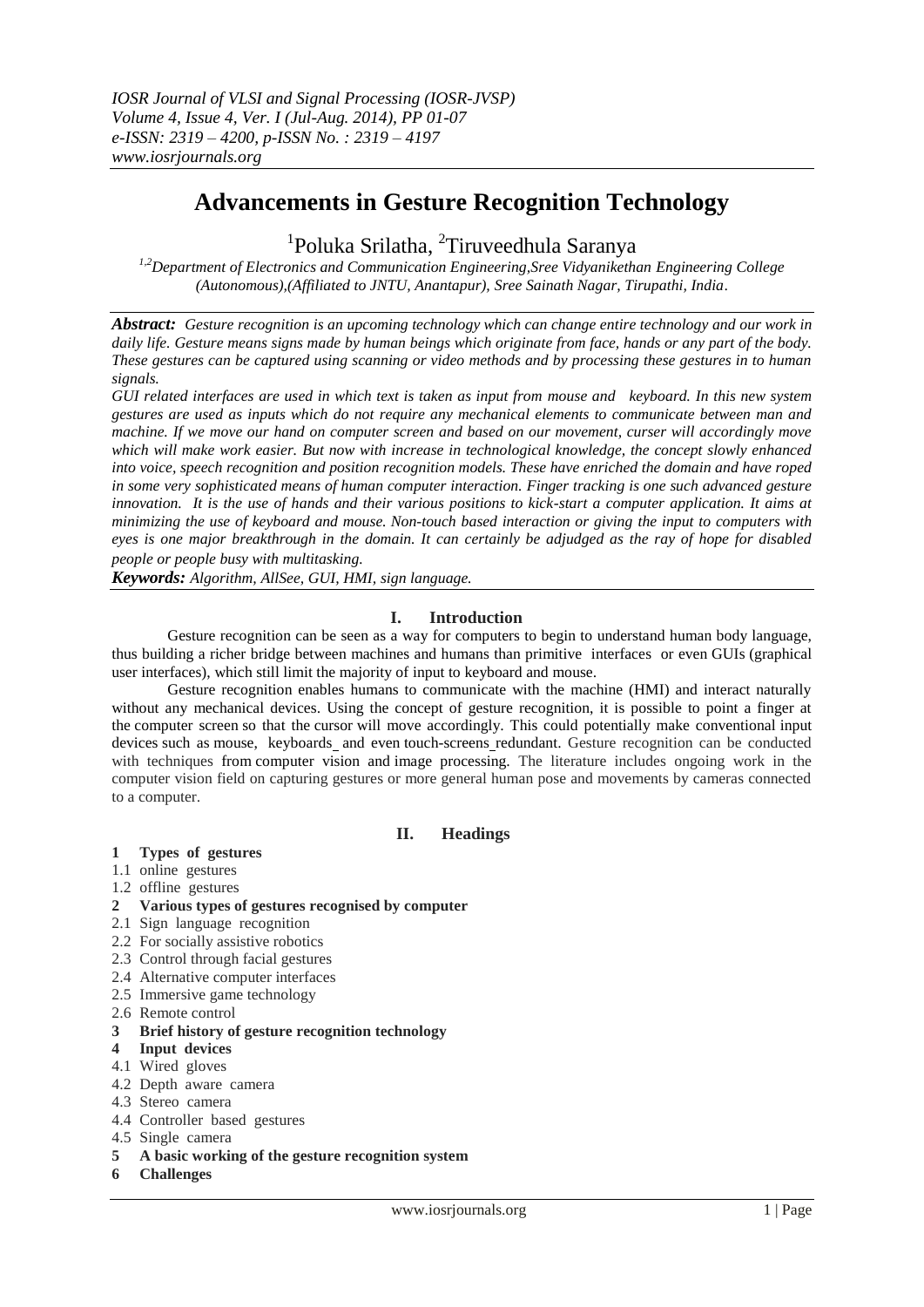# Advancements in Gesture Recognition Technology

[1]Poluka Srilatha, [2]Tiruveedhula Saranya

*[1,2]Department of Electronics and Communication Engineering,Sree Vidyanikethan Engineering College (Autonomous),(Affiliated to JNTU, Anantapur), Sree Sainath Nagar, Tirupathi, India.*

***Abstract:*** *Gesture recognition is an upcoming technology which can change entire technology and our work in daily life. Gesture means signs made by human beings which originate from face, hands or any part of the body. These gestures can be captured using scanning or video methods and by processing these gestures in to human signals.*

*GUI related interfaces are used in which text is taken as input from mouse and keyboard. In this new system gestures are used as inputs which do not require any mechanical elements to communicate between man and machine. If we move our hand on computer screen and based on our movement, curser will accordingly move which will make work easier. But now with increase in technological knowledge, the concept slowly enhanced into voice, speech recognition and position recognition models. These have enriched the domain and have roped in some very sophisticated means of human computer interaction. Finger tracking is one such advanced gesture innovation. It is the use of hands and their various positions to kick-start a computer application. It aims at minimizing the use of keyboard and mouse. Non-touch based interaction or giving the input to computers with eyes is one major breakthrough in the domain. It can certainly be adjudged as the ray of hope for disabled people or people busy with multitasking.*

***Keywords:*** *Algorithm, AllSee, GUI, HMI, sign language.*

## I. Introduction

Gesture recognition can be seen as a way for computers to begin to understand human body language, thus building a richer bridge between machines and humans than primitive interfaces or even GUIs (graphical user interfaces), which still limit the majority of input to keyboard and mouse.

Gesture recognition enables humans to communicate with the machine (HMI) and interact naturally without any mechanical devices. Using the concept of gesture recognition, it is possible to point a finger at the computer screen so that the cursor will move accordingly. This could potentially make conventional input devices such as mouse, keyboards and even touch-screens redundant. Gesture recognition can be conducted with techniques from computer vision and image processing. The literature includes ongoing work in the computer vision field on capturing gestures or more general human pose and movements by cameras connected to a computer.

## II. Headings

**1 Types of gestures**

1.1 online gestures
1.2 offline gestures

**2 Various types of gestures recognised by computer**

2.1 Sign language recognition
2.2 For socially assistive robotics
2.3 Control through facial gestures
2.4 Alternative computer interfaces
2.5 Immersive game technology
2.6 Remote control

**3 Brief history of gesture recognition technology**

**4 Input devices**

4.1 Wired gloves
4.2 Depth aware camera
4.3 Stereo camera
4.4 Controller based gestures
4.5 Single camera

**5 A basic working of the gesture recognition system**

**6 Challenges**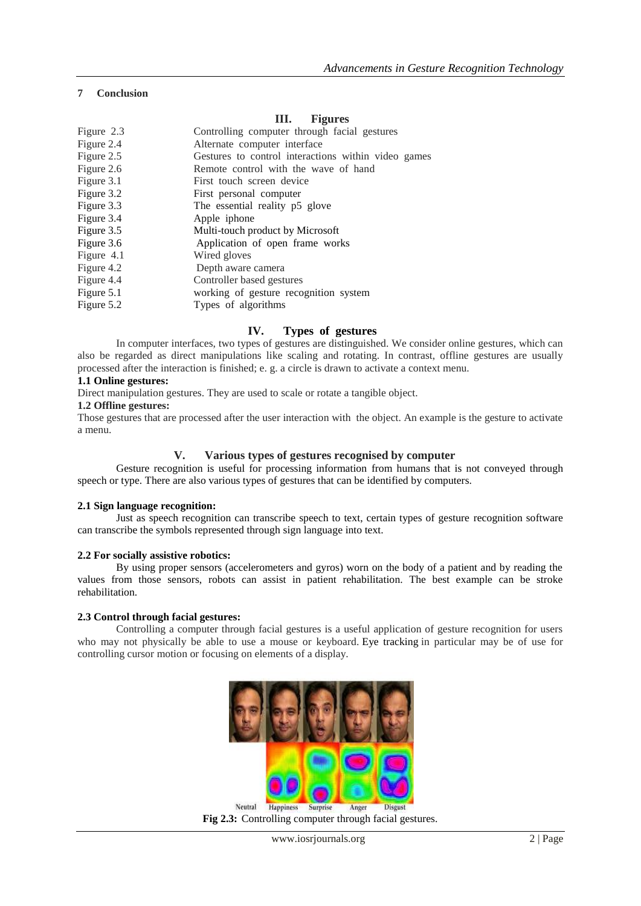**7 Conclusion**

## III. Figures

| | |
|---|---|
| Figure 2.3 | Controlling computer through facial gestures |
| Figure 2.4 | Alternate computer interface |
| Figure 2.5 | Gestures to control interactions within video games |
| Figure 2.6 | Remote control with the wave of hand |
| Figure 3.1 | First touch screen device |
| Figure 3.2 | First personal computer |
| Figure 3.3 | The essential reality p5 glove |
| Figure 3.4 | Apple iphone |
| Figure 3.5 | Multi-touch product by Microsoft |
| Figure 3.6 | Application of open frame works |
| Figure 4.1 | Wired gloves |
| Figure 4.2 | Depth aware camera |
| Figure 4.4 | Controller based gestures |
| Figure 5.1 | working of gesture recognition system |
| Figure 5.2 | Types of algorithms |

## IV. Types of gestures

In computer interfaces, two types of gestures are distinguished. We consider online gestures, which can also be regarded as direct manipulations like scaling and rotating. In contrast, offline gestures are usually processed after the interaction is finished; e. g. a circle is drawn to activate a context menu.

**1.1 Online gestures:**

Direct manipulation gestures. They are used to scale or rotate a tangible object.

**1.2 Offline gestures:**

Those gestures that are processed after the user interaction with the object. An example is the gesture to activate a menu.

## V. Various types of gestures recognised by computer

Gesture recognition is useful for processing information from humans that is not conveyed through speech or type. There are also various types of gestures that can be identified by computers.

**2.1 Sign language recognition:**

Just as speech recognition can transcribe speech to text, certain types of gesture recognition software can transcribe the symbols represented through sign language into text.

**2.2 For socially assistive robotics:**

By using proper sensors (accelerometers and gyros) worn on the body of a patient and by reading the values from those sensors, robots can assist in patient rehabilitation. The best example can be stroke rehabilitation.

**2.3 Control through facial gestures:**

Controlling a computer through facial gestures is a useful application of gesture recognition for users who may not physically be able to use a mouse or keyboard. Eye tracking in particular may be of use for controlling cursor motion or focusing on elements of a display.

Neutral Happiness Surprise Anger Disgust

**Fig 2.3:** Controlling computer through facial gestures.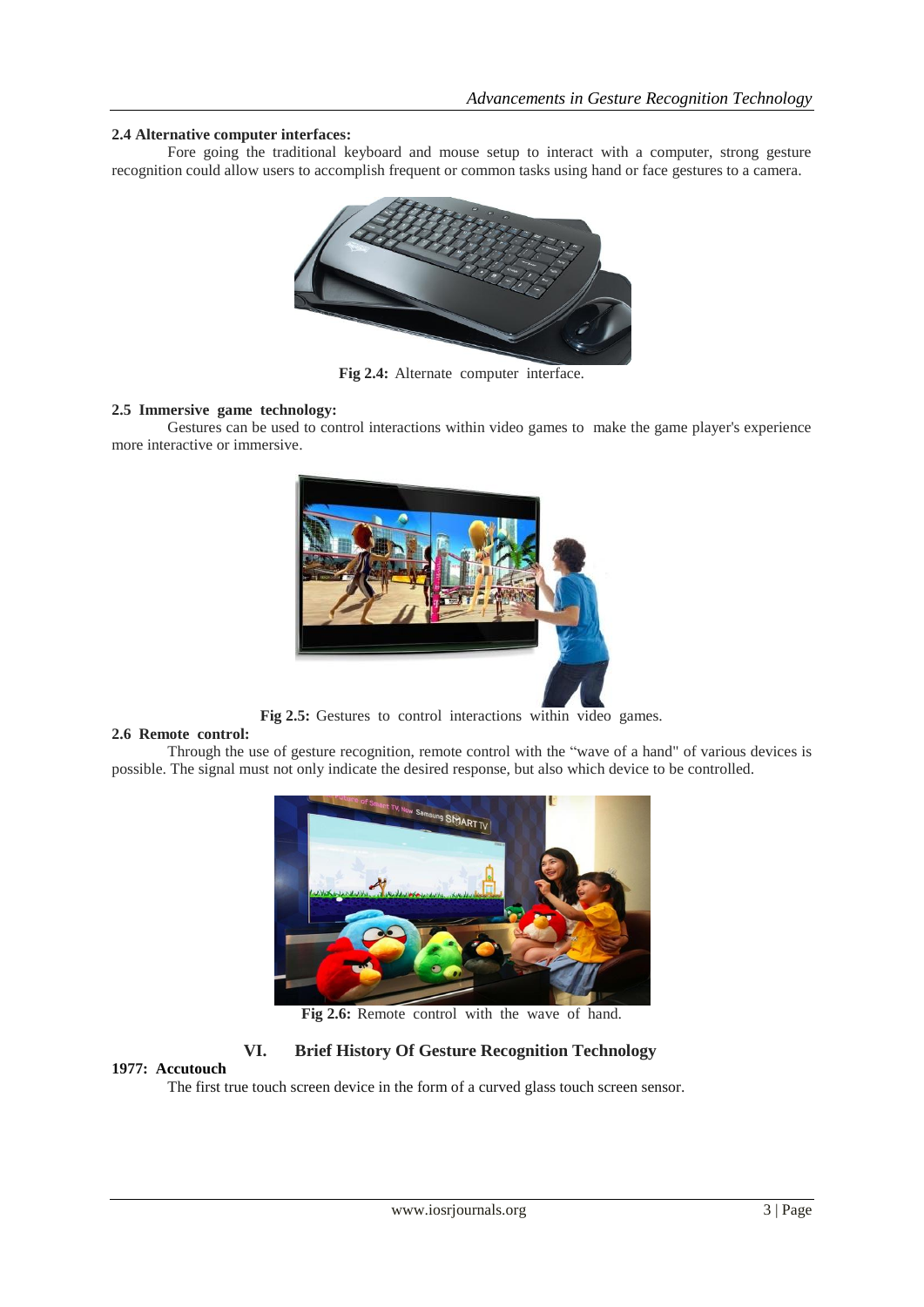### 2.4 Alternative computer interfaces:

Fore going the traditional keyboard and mouse setup to interact with a computer, strong gesture recognition could allow users to accomplish frequent or common tasks using hand or face gestures to a camera.

**Fig 2.4:** Alternate computer interface.

### 2.5 Immersive game technology:

Gestures can be used to control interactions within video games to make the game player's experience more interactive or immersive.

**Fig 2.5:** Gestures to control interactions within video games.

### 2.6 Remote control:

Through the use of gesture recognition, remote control with the "wave of a hand" of various devices is possible. The signal must not only indicate the desired response, but also which device to be controlled.

**Fig 2.6:** Remote control with the wave of hand.

## VI. Brief History Of Gesture Recognition Technology

**1977: Accutouch**

The first true touch screen device in the form of a curved glass touch screen sensor.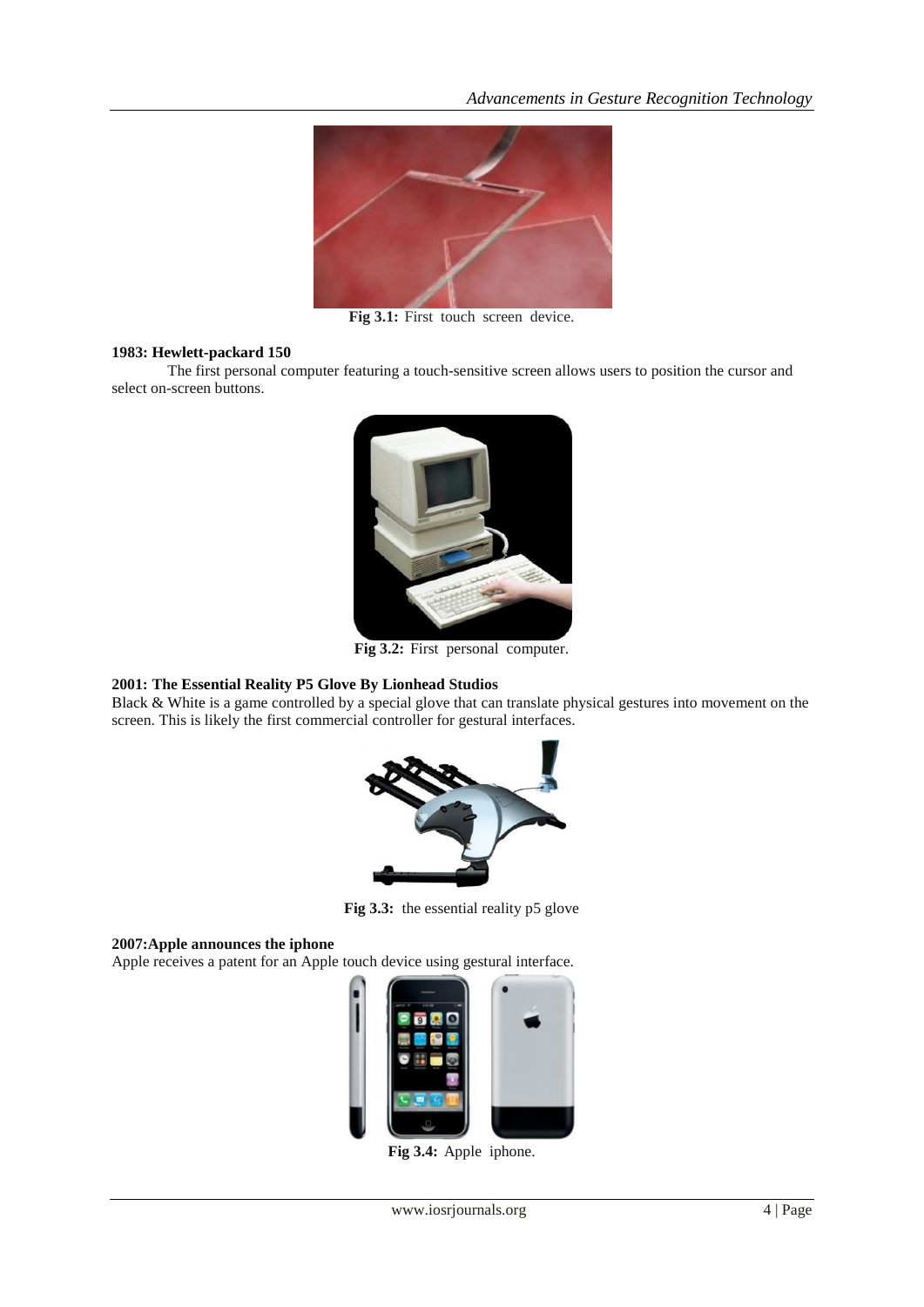Fig 3.1: First touch screen device.

**1983: Hewlett-packard 150**

The first personal computer featuring a touch-sensitive screen allows users to position the cursor and select on-screen buttons.

**Fig 3.2:** First personal computer.

**2001: The Essential Reality P5 Glove By Lionhead Studios**

Black & White is a game controlled by a special glove that can translate physical gestures into movement on the screen. This is likely the first commercial controller for gestural interfaces.

**Fig 3.3:** the essential reality p5 glove

**2007:Apple announces the iphone**

Apple receives a patent for an Apple touch device using gestural interface.

**Fig 3.4:** Apple iphone.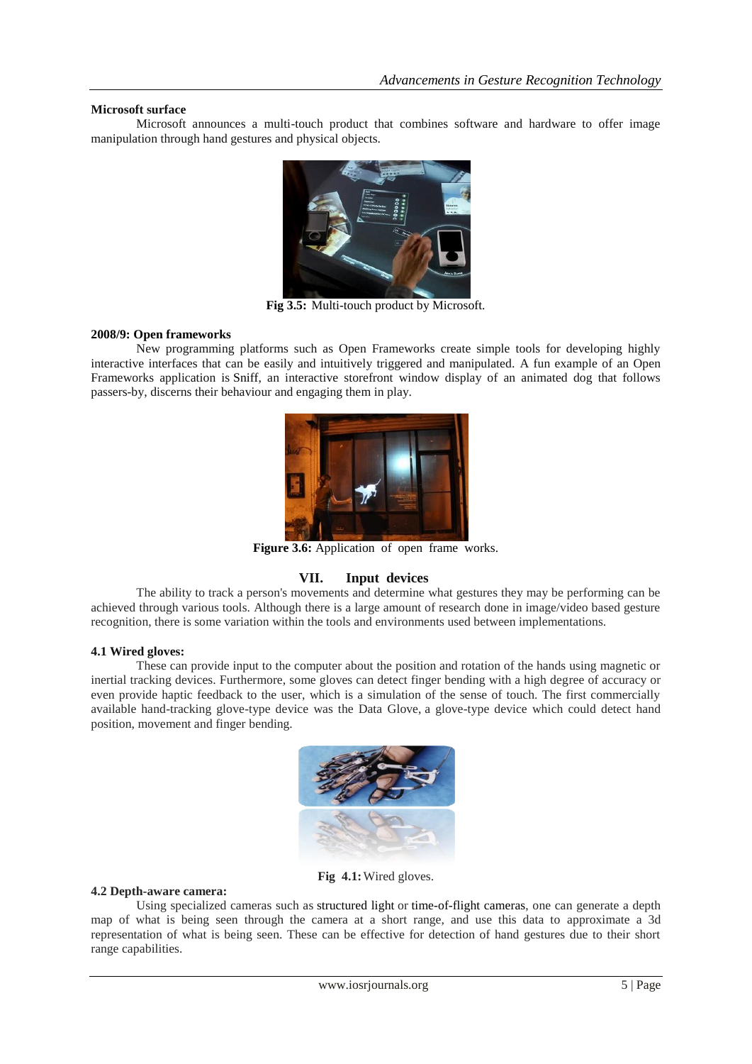**Microsoft surface**

Microsoft announces a multi-touch product that combines software and hardware to offer image manipulation through hand gestures and physical objects.

**Fig 3.5:** Multi-touch product by Microsoft.

**2008/9: Open frameworks**

New programming platforms such as Open Frameworks create simple tools for developing highly interactive interfaces that can be easily and intuitively triggered and manipulated. A fun example of an Open Frameworks application is Sniff, an interactive storefront window display of an animated dog that follows passers-by, discerns their behaviour and engaging them in play.

**Figure 3.6:** Application of open frame works.

## VII. Input devices

The ability to track a person's movements and determine what gestures they may be performing can be achieved through various tools. Although there is a large amount of research done in image/video based gesture recognition, there is some variation within the tools and environments used between implementations.

**4.1 Wired gloves:**

These can provide input to the computer about the position and rotation of the hands using magnetic or inertial tracking devices. Furthermore, some gloves can detect finger bending with a high degree of accuracy or even provide haptic feedback to the user, which is a simulation of the sense of touch. The first commercially available hand-tracking glove-type device was the Data Glove, a glove-type device which could detect hand position, movement and finger bending.

**Fig 4.1:** Wired gloves.

**4.2 Depth-aware camera:**

Using specialized cameras such as structured light or time-of-flight cameras, one can generate a depth map of what is being seen through the camera at a short range, and use this data to approximate a 3d representation of what is being seen. These can be effective for detection of hand gestures due to their short range capabilities.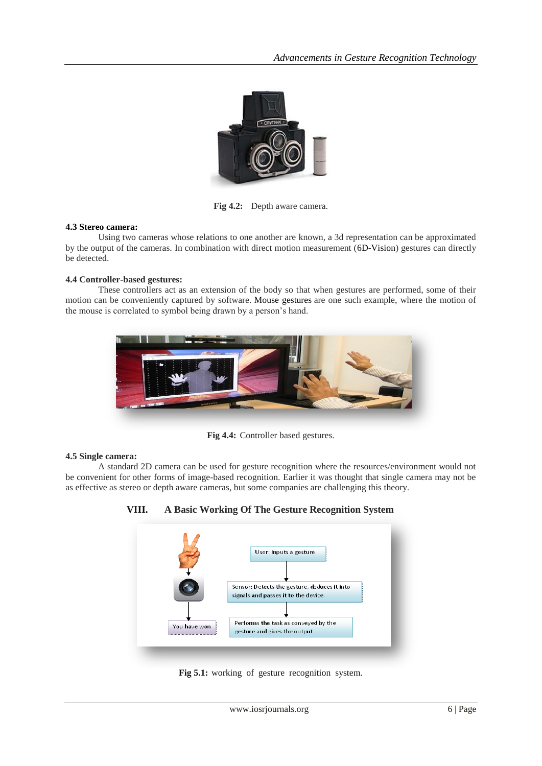Fig 4.2: Depth aware camera.

**4.3 Stereo camera:**

Using two cameras whose relations to one another are known, a 3d representation can be approximated by the output of the cameras. In combination with direct motion measurement (6D-Vision) gestures can directly be detected.

**4.4 Controller-based gestures:**

These controllers act as an extension of the body so that when gestures are performed, some of their motion can be conveniently captured by software. Mouse gestures are one such example, where the motion of the mouse is correlated to symbol being drawn by a person's hand.

**Fig 4.4:** Controller based gestures.

**4.5 Single camera:**

A standard 2D camera can be used for gesture recognition where the resources/environment would not be convenient for other forms of image-based recognition. Earlier it was thought that single camera may not be as effective as stereo or depth aware cameras, but some companies are challenging this theory.

## VIII. A Basic Working Of The Gesture Recognition System

**Fig 5.1:** working of gesture recognition system.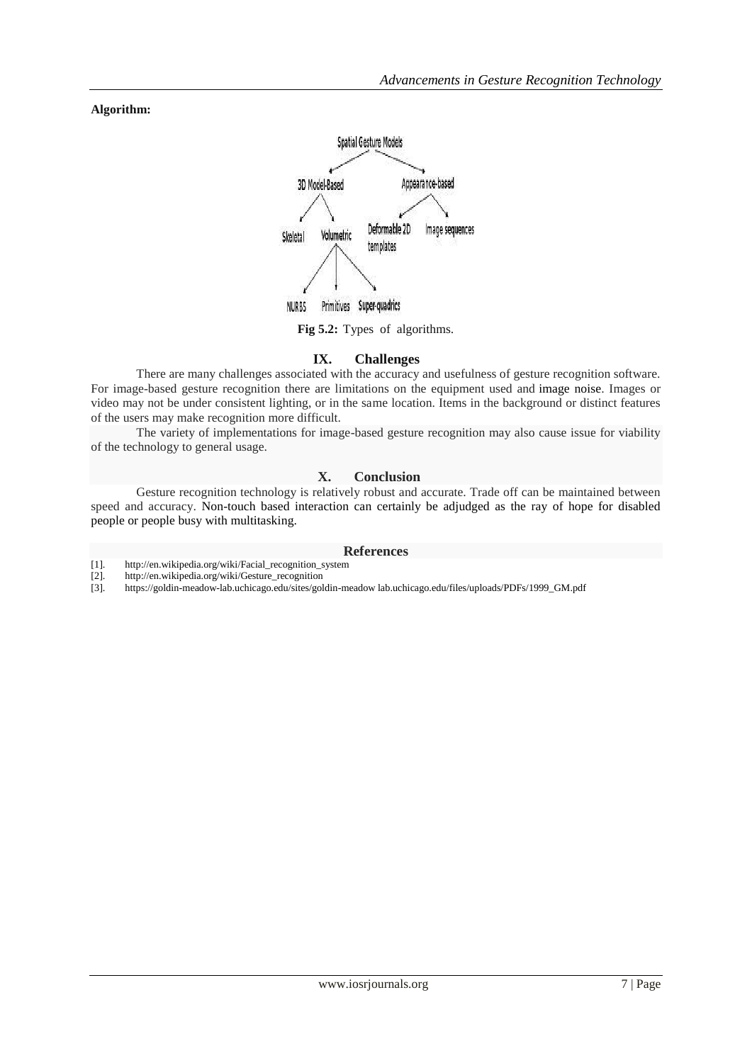**Algorithm:**

Spatial Gesture Models

3D Model-Based

Appearance-based

Skeletal

Volumetric

Deformable 2D templates

Image sequences

NURBS

Primitives

Super-quadrics

**Fig 5.2:** Types of algorithms.

## IX. Challenges

There are many challenges associated with the accuracy and usefulness of gesture recognition software. For image-based gesture recognition there are limitations on the equipment used and image noise. Images or video may not be under consistent lighting, or in the same location. Items in the background or distinct features of the users may make recognition more difficult.

The variety of implementations for image-based gesture recognition may also cause issue for viability of the technology to general usage.

## X. Conclusion

Gesture recognition technology is relatively robust and accurate. Trade off can be maintained between speed and accuracy. Non-touch based interaction can certainly be adjudged as the ray of hope for disabled people or people busy with multitasking.

## References

[1]. http://en.wikipedia.org/wiki/Facial_recognition_system
[2]. http://en.wikipedia.org/wiki/Gesture_recognition
[3]. https://goldin-meadow-lab.uchicago.edu/sites/goldin-meadow lab.uchicago.edu/files/uploads/PDFs/1999_GM.pdf